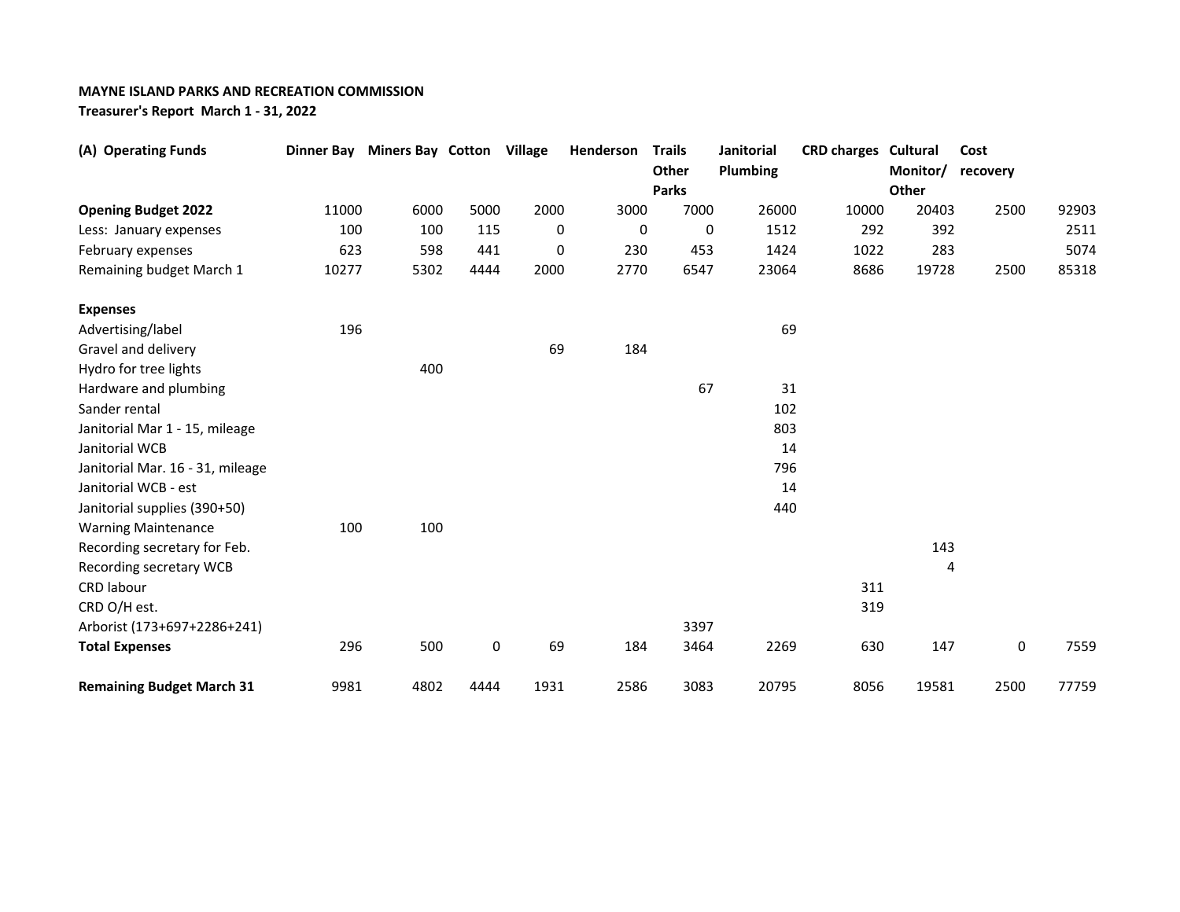**MAYNE ISLAND PARKS AND RECREATION COMMISSION**
**Treasurer's Report March 1 - 31, 2022**

| (A) Operating Funds | Dinner Bay | Miners Bay | Cotton | Village | Henderson | Trails Other Parks | Janitorial Plumbing | CRD charges | Cultural Monitor/ Other | Cost recovery | |
|---|---|---|---|---|---|---|---|---|---|---|---|
| **Opening Budget 2022** | 11000 | 6000 | 5000 | 2000 | 3000 | 7000 | 26000 | 10000 | 20403 | 2500 | 92903 |
| Less: January expenses | 100 | 100 | 115 | 0 | 0 | 0 | 1512 | 292 | 392 | | 2511 |
| February expenses | 623 | 598 | 441 | 0 | 230 | 453 | 1424 | 1022 | 283 | | 5074 |
| Remaining budget March 1 | 10277 | 5302 | 4444 | 2000 | 2770 | 6547 | 23064 | 8686 | 19728 | 2500 | 85318 |
| | | | | | | | | | | | |
| **Expenses** | | | | | | | | | | | |
| Advertising/label | 196 | | | | | | 69 | | | | |
| Gravel and delivery | | | | 69 | 184 | | | | | | |
| Hydro for tree lights | | 400 | | | | | | | | | |
| Hardware and plumbing | | | | | | 67 | 31 | | | | |
| Sander rental | | | | | | | 102 | | | | |
| Janitorial Mar 1 - 15, mileage | | | | | | | 803 | | | | |
| Janitorial WCB | | | | | | | 14 | | | | |
| Janitorial Mar. 16 - 31, mileage | | | | | | | 796 | | | | |
| Janitorial WCB - est | | | | | | | 14 | | | | |
| Janitorial supplies (390+50) | | | | | | | 440 | | | | |
| Warning Maintenance | 100 | 100 | | | | | | | | | |
| Recording secretary for Feb. | | | | | | | | | 143 | | |
| Recording secretary WCB | | | | | | | | | 4 | | |
| CRD labour | | | | | | | | 311 | | | |
| CRD O/H est. | | | | | | | | 319 | | | |
| Arborist (173+697+2286+241) | | | | | | 3397 | | | | | |
| **Total Expenses** | 296 | 500 | 0 | 69 | 184 | 3464 | 2269 | 630 | 147 | 0 | 7559 |
| | | | | | | | | | | | |
| **Remaining Budget March 31** | 9981 | 4802 | 4444 | 1931 | 2586 | 3083 | 20795 | 8056 | 19581 | 2500 | 77759 |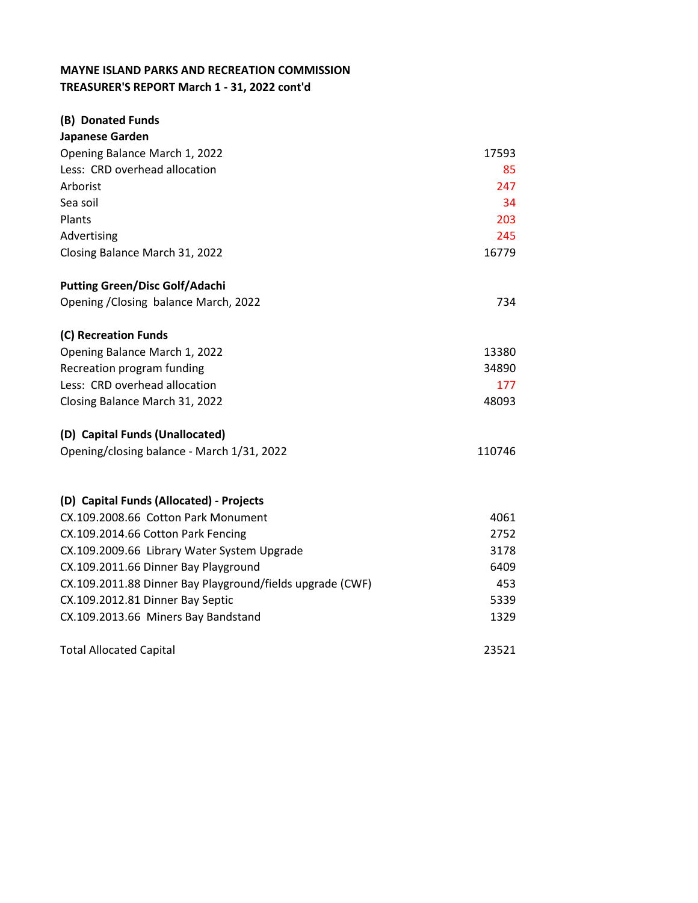**MAYNE ISLAND PARKS AND RECREATION COMMISSION**
**TREASURER'S REPORT March 1 - 31, 2022 cont'd**

| | |
|---|---|
| **(B) Donated Funds** | |
| **Japanese Garden** | |
| Opening Balance March 1, 2022 | 17593 |
| Less: CRD overhead allocation | 85 |
| Arborist | 247 |
| Sea soil | 34 |
| Plants | 203 |
| Advertising | 245 |
| Closing Balance March 31, 2022 | 16779 |
| | |
| **Putting Green/Disc Golf/Adachi** | |
| Opening /Closing balance March, 2022 | 734 |
| | |
| **(C) Recreation Funds** | |
| Opening Balance March 1, 2022 | 13380 |
| Recreation program funding | 34890 |
| Less: CRD overhead allocation | 177 |
| Closing Balance March 31, 2022 | 48093 |
| | |
| **(D) Capital Funds (Unallocated)** | |
| Opening/closing balance - March 1/31, 2022 | 110746 |
| | |
| **(D) Capital Funds (Allocated) - Projects** | |
| CX.109.2008.66 Cotton Park Monument | 4061 |
| CX.109.2014.66 Cotton Park Fencing | 2752 |
| CX.109.2009.66 Library Water System Upgrade | 3178 |
| CX.109.2011.66 Dinner Bay Playground | 6409 |
| CX.109.2011.88 Dinner Bay Playground/fields upgrade (CWF) | 453 |
| CX.109.2012.81 Dinner Bay Septic | 5339 |
| CX.109.2013.66 Miners Bay Bandstand | 1329 |
| | |
| Total Allocated Capital | 23521 |